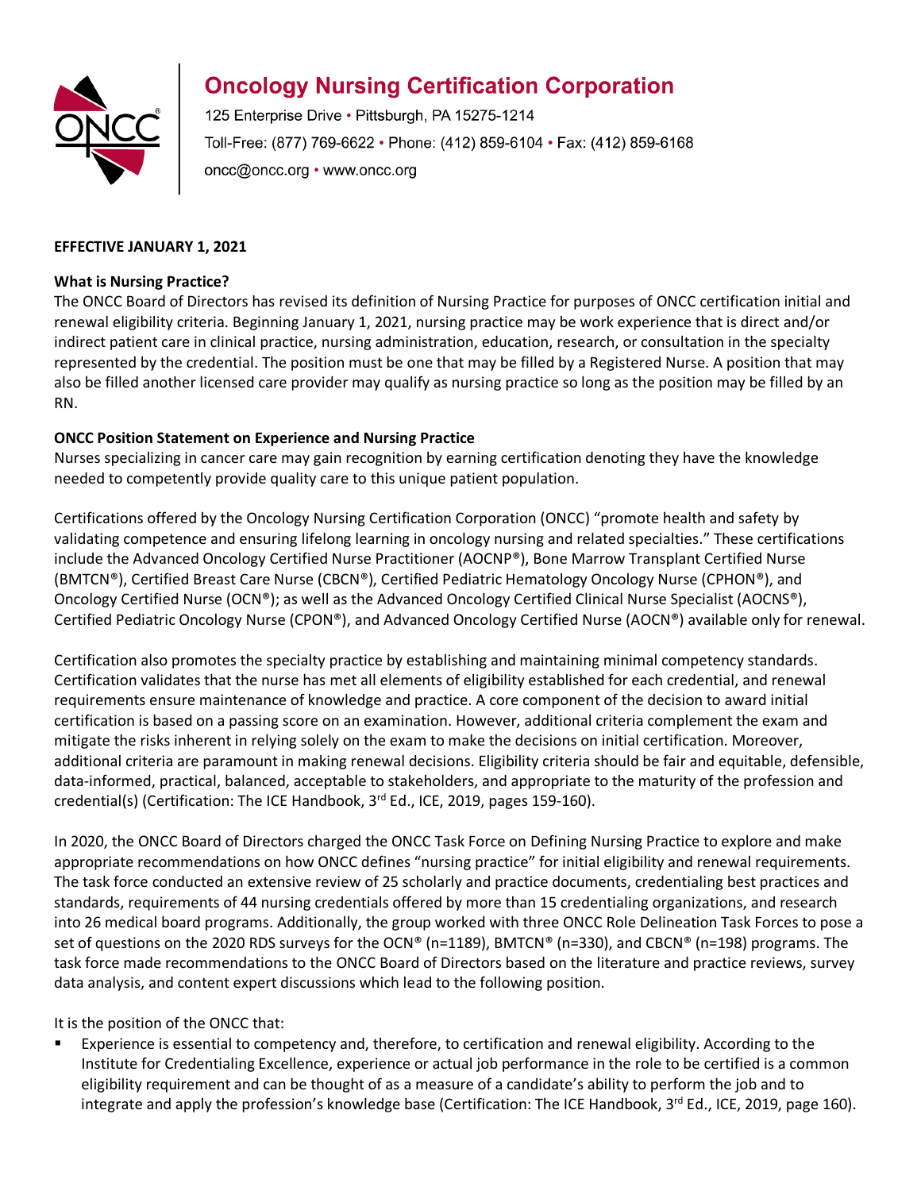# Oncology Nursing Certification Corporation

125 Enterprise Drive • Pittsburgh, PA 15275-1214
Toll-Free: (877) 769-6622 • Phone: (412) 859-6104 • Fax: (412) 859-6168
oncc@oncc.org • www.oncc.org

**EFFECTIVE JANUARY 1, 2021**

**What is Nursing Practice?**

The ONCC Board of Directors has revised its definition of Nursing Practice for purposes of ONCC certification initial and renewal eligibility criteria. Beginning January 1, 2021, nursing practice may be work experience that is direct and/or indirect patient care in clinical practice, nursing administration, education, research, or consultation in the specialty represented by the credential. The position must be one that may be filled by a Registered Nurse. A position that may also be filled another licensed care provider may qualify as nursing practice so long as the position may be filled by an RN.

**ONCC Position Statement on Experience and Nursing Practice**

Nurses specializing in cancer care may gain recognition by earning certification denoting they have the knowledge needed to competently provide quality care to this unique patient population.

Certifications offered by the Oncology Nursing Certification Corporation (ONCC) "promote health and safety by validating competence and ensuring lifelong learning in oncology nursing and related specialties." These certifications include the Advanced Oncology Certified Nurse Practitioner (AOCNP®), Bone Marrow Transplant Certified Nurse (BMTCN®), Certified Breast Care Nurse (CBCN®), Certified Pediatric Hematology Oncology Nurse (CPHON®), and Oncology Certified Nurse (OCN®); as well as the Advanced Oncology Certified Clinical Nurse Specialist (AOCNS®), Certified Pediatric Oncology Nurse (CPON®), and Advanced Oncology Certified Nurse (AOCN®) available only for renewal.

Certification also promotes the specialty practice by establishing and maintaining minimal competency standards. Certification validates that the nurse has met all elements of eligibility established for each credential, and renewal requirements ensure maintenance of knowledge and practice. A core component of the decision to award initial certification is based on a passing score on an examination. However, additional criteria complement the exam and mitigate the risks inherent in relying solely on the exam to make the decisions on initial certification. Moreover, additional criteria are paramount in making renewal decisions. Eligibility criteria should be fair and equitable, defensible, data-informed, practical, balanced, acceptable to stakeholders, and appropriate to the maturity of the profession and credential(s) (Certification: The ICE Handbook, 3rd Ed., ICE, 2019, pages 159-160).

In 2020, the ONCC Board of Directors charged the ONCC Task Force on Defining Nursing Practice to explore and make appropriate recommendations on how ONCC defines "nursing practice" for initial eligibility and renewal requirements. The task force conducted an extensive review of 25 scholarly and practice documents, credentialing best practices and standards, requirements of 44 nursing credentials offered by more than 15 credentialing organizations, and research into 26 medical board programs. Additionally, the group worked with three ONCC Role Delineation Task Forces to pose a set of questions on the 2020 RDS surveys for the OCN® (n=1189), BMTCN® (n=330), and CBCN® (n=198) programs. The task force made recommendations to the ONCC Board of Directors based on the literature and practice reviews, survey data analysis, and content expert discussions which lead to the following position.

It is the position of the ONCC that:

- Experience is essential to competency and, therefore, to certification and renewal eligibility. According to the Institute for Credentialing Excellence, experience or actual job performance in the role to be certified is a common eligibility requirement and can be thought of as a measure of a candidate's ability to perform the job and to integrate and apply the profession's knowledge base (Certification: The ICE Handbook, 3rd Ed., ICE, 2019, page 160).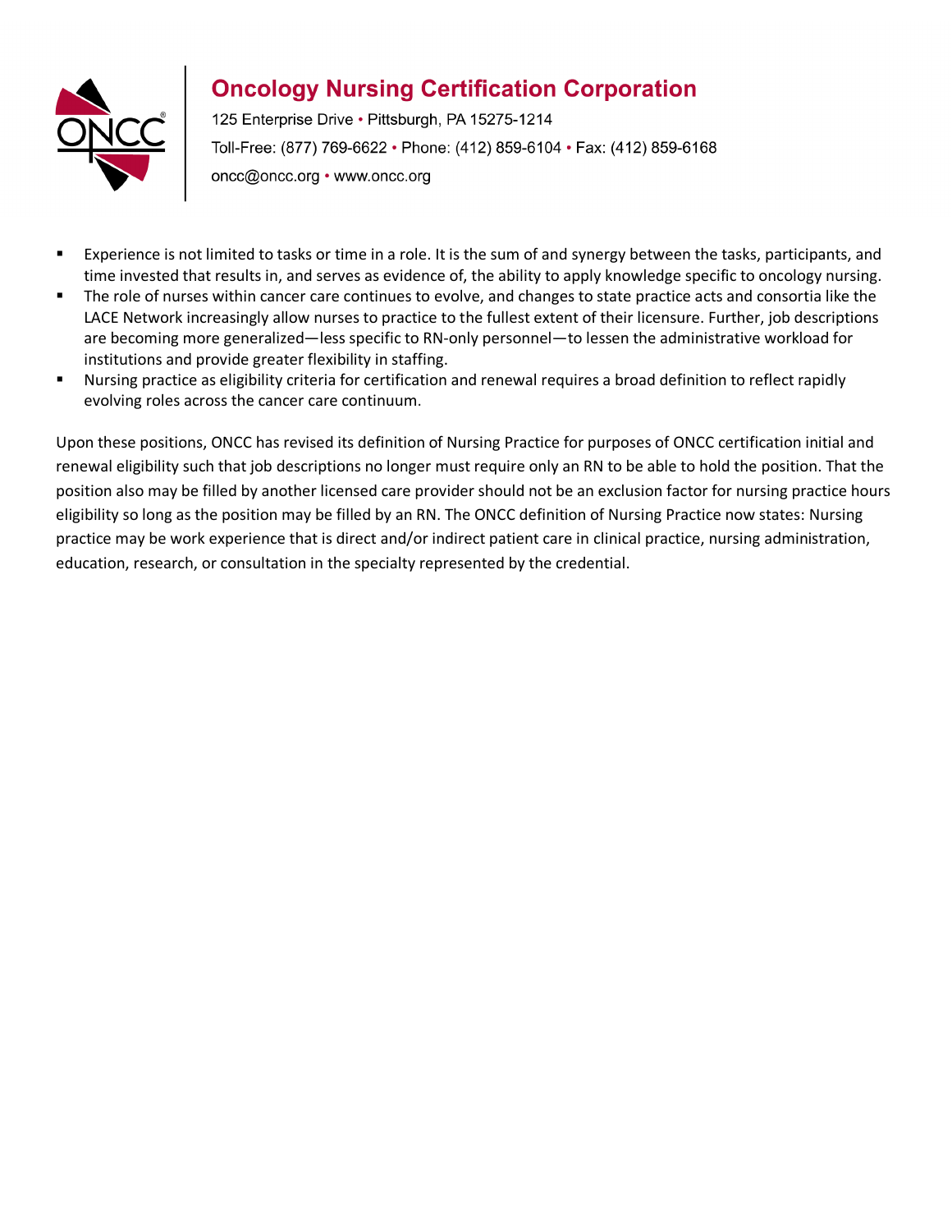- Experience is not limited to tasks or time in a role. It is the sum of and synergy between the tasks, participants, and time invested that results in, and serves as evidence of, the ability to apply knowledge specific to oncology nursing.
- The role of nurses within cancer care continues to evolve, and changes to state practice acts and consortia like the LACE Network increasingly allow nurses to practice to the fullest extent of their licensure. Further, job descriptions are becoming more generalized—less specific to RN-only personnel—to lessen the administrative workload for institutions and provide greater flexibility in staffing.
- Nursing practice as eligibility criteria for certification and renewal requires a broad definition to reflect rapidly evolving roles across the cancer care continuum.

Upon these positions, ONCC has revised its definition of Nursing Practice for purposes of ONCC certification initial and renewal eligibility such that job descriptions no longer must require only an RN to be able to hold the position. That the position also may be filled by another licensed care provider should not be an exclusion factor for nursing practice hours eligibility so long as the position may be filled by an RN. The ONCC definition of Nursing Practice now states: Nursing practice may be work experience that is direct and/or indirect patient care in clinical practice, nursing administration, education, research, or consultation in the specialty represented by the credential.